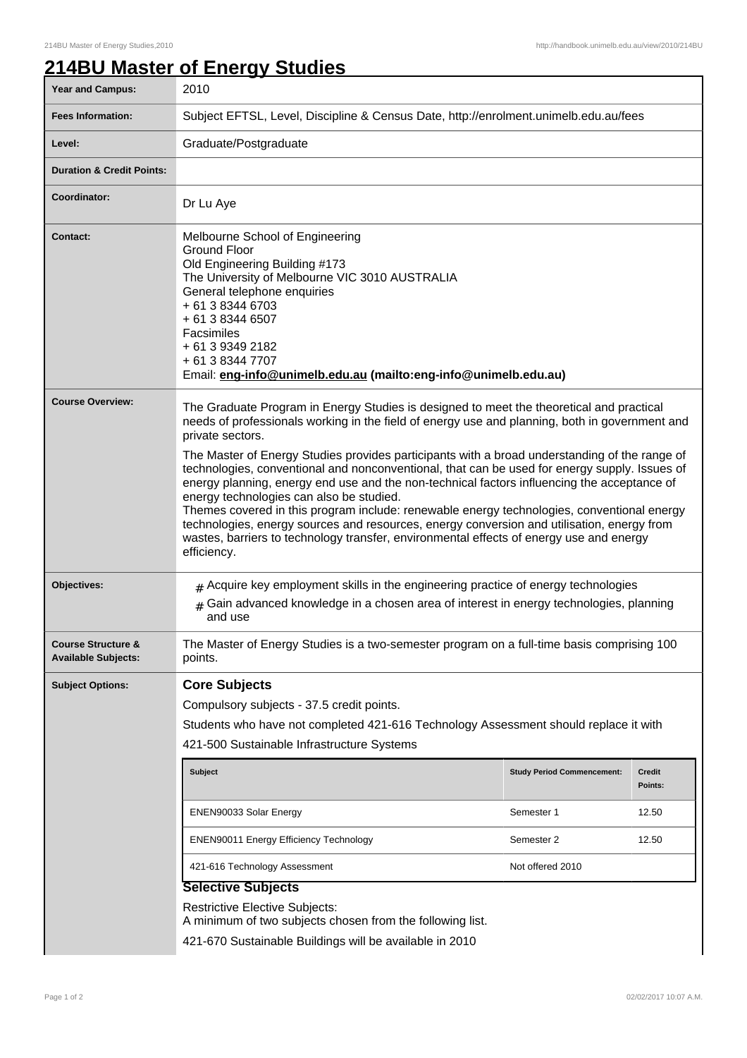# 214BU Master of Energy Studies

| | |
|---|---|
| **Year and Campus:** | 2010 |
| **Fees Information:** | Subject EFTSL, Level, Discipline & Census Date, http://enrolment.unimelb.edu.au/fees |
| **Level:** | Graduate/Postgraduate |
| **Duration & Credit Points:** | |
| **Coordinator:** | Dr Lu Aye |
| **Contact:** | Melbourne School of Engineering<br>Ground Floor<br>Old Engineering Building #173<br>The University of Melbourne VIC 3010 AUSTRALIA<br>General telephone enquiries<br>+ 61 3 8344 6703<br>+ 61 3 8344 6507<br>Facsimiles<br>+ 61 3 9349 2182<br>+ 61 3 8344 7707<br>Email: **eng-info@unimelb.edu.au (mailto:eng-info@unimelb.edu.au)** |
| **Course Overview:** | The Graduate Program in Energy Studies is designed to meet the theoretical and practical needs of professionals working in the field of energy use and planning, both in government and private sectors.<br><br>The Master of Energy Studies provides participants with a broad understanding of the range of technologies, conventional and nonconventional, that can be used for energy supply. Issues of energy planning, energy end use and the non-technical factors influencing the acceptance of energy technologies can also be studied.<br>Themes covered in this program include: renewable energy technologies, conventional energy technologies, energy sources and resources, energy conversion and utilisation, energy from wastes, barriers to technology transfer, environmental effects of energy use and energy efficiency. |
| **Objectives:** | # Acquire key employment skills in the engineering practice of energy technologies<br># Gain advanced knowledge in a chosen area of interest in energy technologies, planning and use |
| **Course Structure & Available Subjects:** | The Master of Energy Studies is a two-semester program on a full-time basis comprising 100 points. |

**Subject Options:**

## Core Subjects

Compulsory subjects - 37.5 credit points.

Students who have not completed 421-616 Technology Assessment should replace it with

421-500 Sustainable Infrastructure Systems

| Subject | Study Period Commencement: | Credit Points: |
|---|---|---|
| ENEN90033 Solar Energy | Semester 1 | 12.50 |
| ENEN90011 Energy Efficiency Technology | Semester 2 | 12.50 |
| 421-616 Technology Assessment | Not offered 2010 | |

## Selective Subjects

Restrictive Elective Subjects:
A minimum of two subjects chosen from the following list.

421-670 Sustainable Buildings will be available in 2010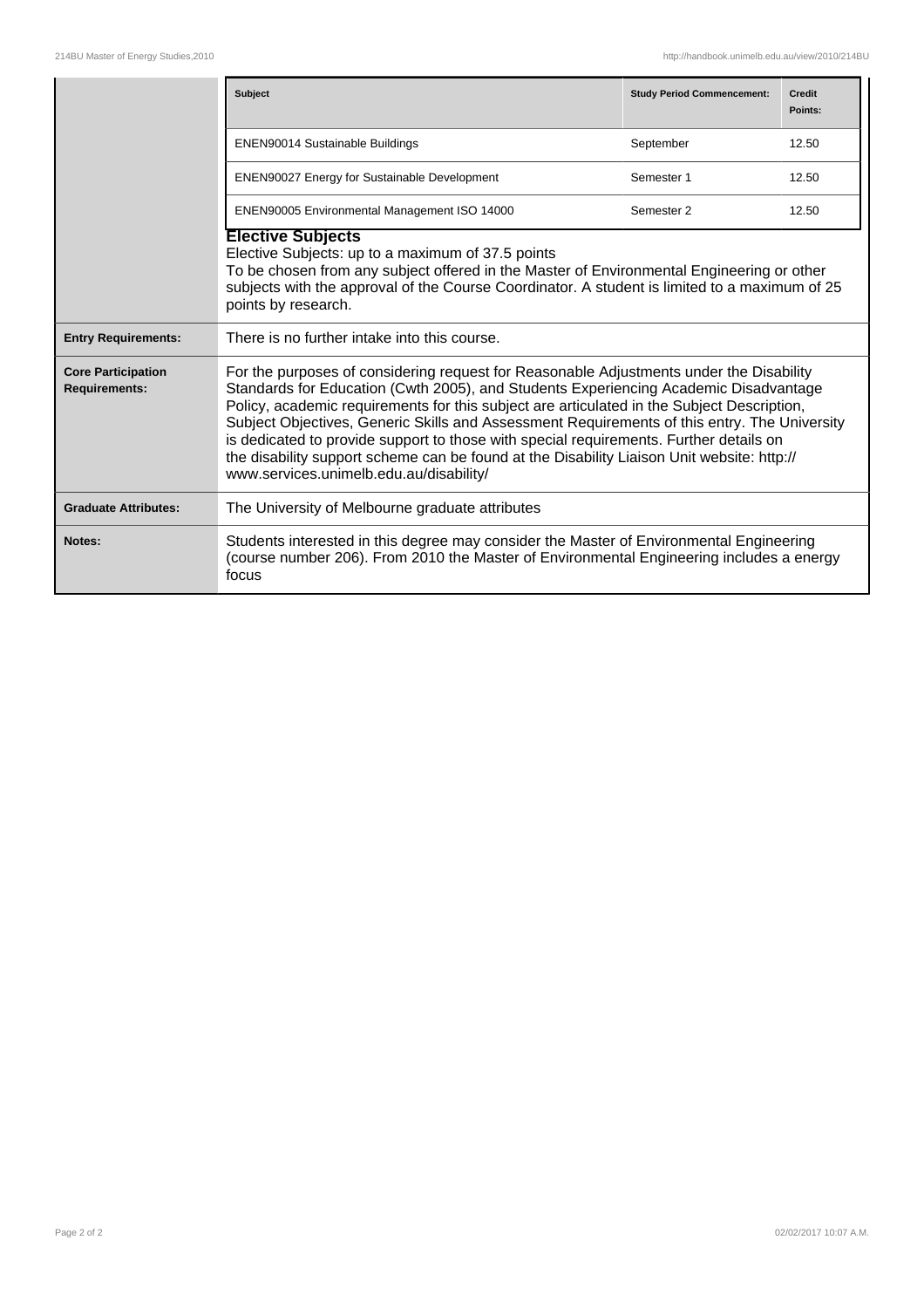| Subject | Study Period Commencement: | Credit Points: |
| --- | --- | --- |
| ENEN90014 Sustainable Buildings | September | 12.50 |
| ENEN90027 Energy for Sustainable Development | Semester 1 | 12.50 |
| ENEN90005 Environmental Management ISO 14000 | Semester 2 | 12.50 |

**Elective Subjects**

Elective Subjects: up to a maximum of 37.5 points

To be chosen from any subject offered in the Master of Environmental Engineering or other subjects with the approval of the Course Coordinator. A student is limited to a maximum of 25 points by research.

| | |
| --- | --- |
| **Entry Requirements:** | There is no further intake into this course. |
| **Core Participation Requirements:** | For the purposes of considering request for Reasonable Adjustments under the Disability Standards for Education (Cwth 2005), and Students Experiencing Academic Disadvantage Policy, academic requirements for this subject are articulated in the Subject Description, Subject Objectives, Generic Skills and Assessment Requirements of this entry. The University is dedicated to provide support to those with special requirements. Further details on the disability support scheme can be found at the Disability Liaison Unit website: http://www.services.unimelb.edu.au/disability/ |
| **Graduate Attributes:** | The University of Melbourne graduate attributes |
| **Notes:** | Students interested in this degree may consider the Master of Environmental Engineering (course number 206). From 2010 the Master of Environmental Engineering includes a energy focus |